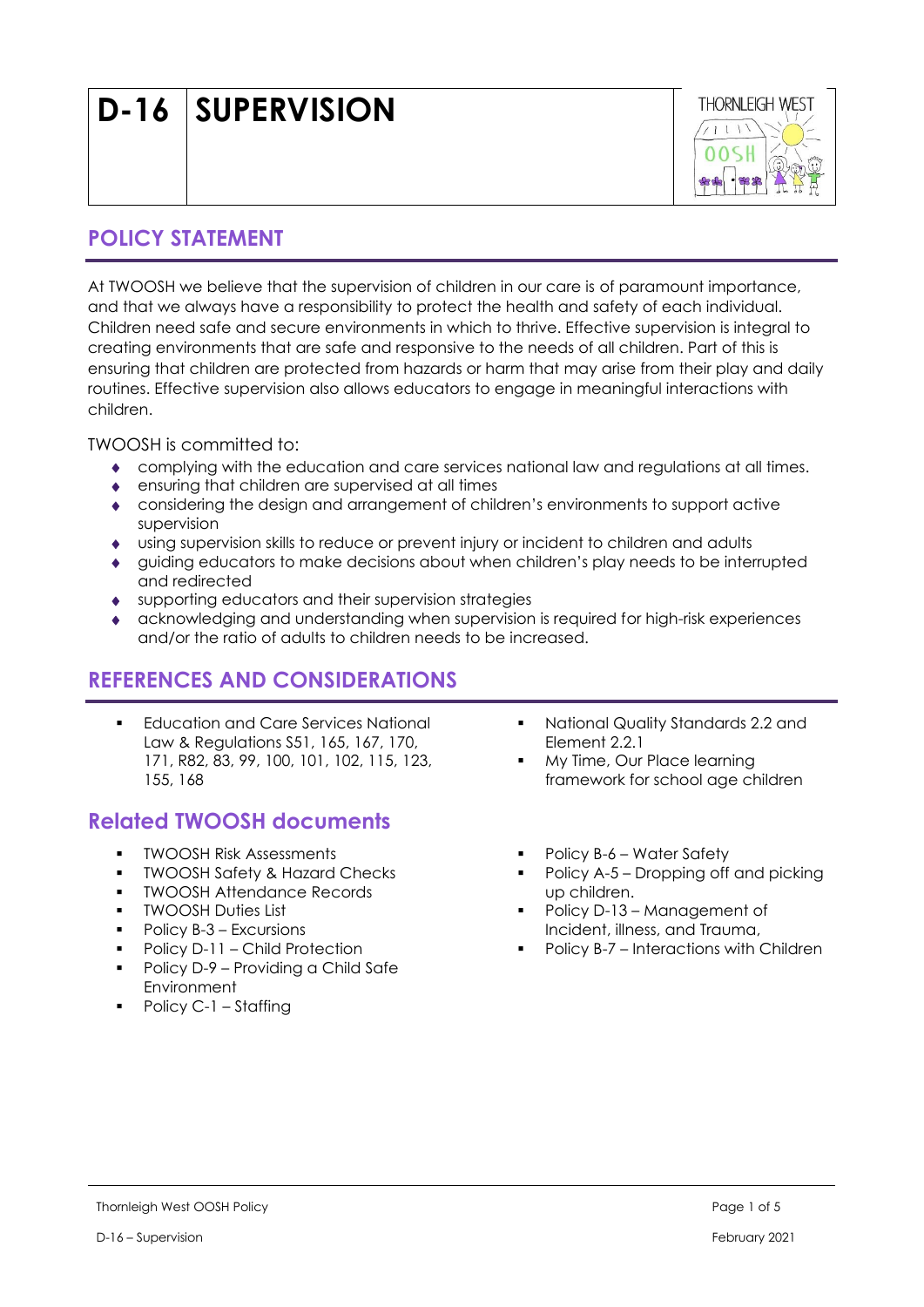# D-16 SUPERVISION

## POLICY STATEMENT

At TWOOSH we believe that the supervision of children in our care is of paramount importance, and that we always have a responsibility to protect the health and safety of each individual. Children need safe and secure environments in which to thrive. Effective supervision is integral to creating environments that are safe and responsive to the needs of all children. Part of this is ensuring that children are protected from hazards or harm that may arise from their play and daily routines. Effective supervision also allows educators to engage in meaningful interactions with children.

TWOOSH is committed to:

- complying with the education and care services national law and regulations at all times.
- ensuring that children are supervised at all times
- considering the design and arrangement of children's environments to support active supervision
- using supervision skills to reduce or prevent injury or incident to children and adults
- guiding educators to make decisions about when children's play needs to be interrupted and redirected
- supporting educators and their supervision strategies
- acknowledging and understanding when supervision is required for high-risk experiences and/or the ratio of adults to children needs to be increased.

## REFERENCES AND CONSIDERATIONS

- Education and Care Services National Law & Regulations S51, 165, 167, 170, 171, R82, 83, 99, 100, 101, 102, 115, 123, 155, 168
- National Quality Standards 2.2 and Element 2.2.1
- My Time, Our Place learning framework for school age children

## Related TWOOSH documents

- TWOOSH Risk Assessments
- TWOOSH Safety & Hazard Checks
- TWOOSH Attendance Records
- TWOOSH Duties List
- Policy B-3 – Excursions
- Policy D-11 – Child Protection
- Policy D-9 – Providing a Child Safe Environment
- Policy C-1 – Staffing
- Policy B-6 – Water Safety
- Policy A-5 – Dropping off and picking up children.
- Policy D-13 – Management of Incident, illness, and Trauma,
- Policy B-7 – Interactions with Children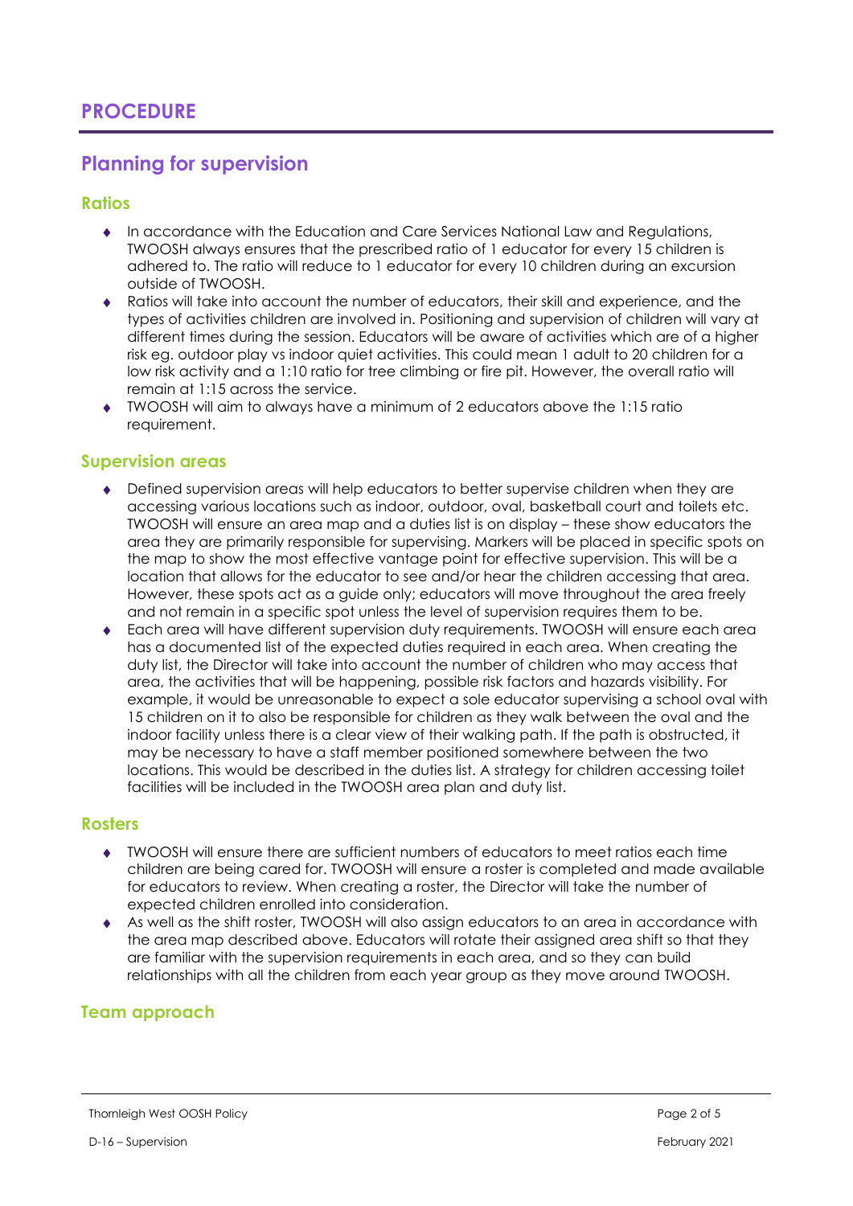# PROCEDURE

## Planning for supervision

### Ratios

- In accordance with the Education and Care Services National Law and Regulations, TWOOSH always ensures that the prescribed ratio of 1 educator for every 15 children is adhered to. The ratio will reduce to 1 educator for every 10 children during an excursion outside of TWOOSH.
- Ratios will take into account the number of educators, their skill and experience, and the types of activities children are involved in. Positioning and supervision of children will vary at different times during the session. Educators will be aware of activities which are of a higher risk eg. outdoor play vs indoor quiet activities. This could mean 1 adult to 20 children for a low risk activity and a 1:10 ratio for tree climbing or fire pit. However, the overall ratio will remain at 1:15 across the service.
- TWOOSH will aim to always have a minimum of 2 educators above the 1:15 ratio requirement.

### Supervision areas

- Defined supervision areas will help educators to better supervise children when they are accessing various locations such as indoor, outdoor, oval, basketball court and toilets etc. TWOOSH will ensure an area map and a duties list is on display – these show educators the area they are primarily responsible for supervising. Markers will be placed in specific spots on the map to show the most effective vantage point for effective supervision. This will be a location that allows for the educator to see and/or hear the children accessing that area. However, these spots act as a guide only; educators will move throughout the area freely and not remain in a specific spot unless the level of supervision requires them to be.
- Each area will have different supervision duty requirements. TWOOSH will ensure each area has a documented list of the expected duties required in each area. When creating the duty list, the Director will take into account the number of children who may access that area, the activities that will be happening, possible risk factors and hazards visibility. For example, it would be unreasonable to expect a sole educator supervising a school oval with 15 children on it to also be responsible for children as they walk between the oval and the indoor facility unless there is a clear view of their walking path. If the path is obstructed, it may be necessary to have a staff member positioned somewhere between the two locations. This would be described in the duties list. A strategy for children accessing toilet facilities will be included in the TWOOSH area plan and duty list.

### Rosters

- TWOOSH will ensure there are sufficient numbers of educators to meet ratios each time children are being cared for. TWOOSH will ensure a roster is completed and made available for educators to review. When creating a roster, the Director will take the number of expected children enrolled into consideration.
- As well as the shift roster, TWOOSH will also assign educators to an area in accordance with the area map described above. Educators will rotate their assigned area shift so that they are familiar with the supervision requirements in each area, and so they can build relationships with all the children from each year group as they move around TWOOSH.

### Team approach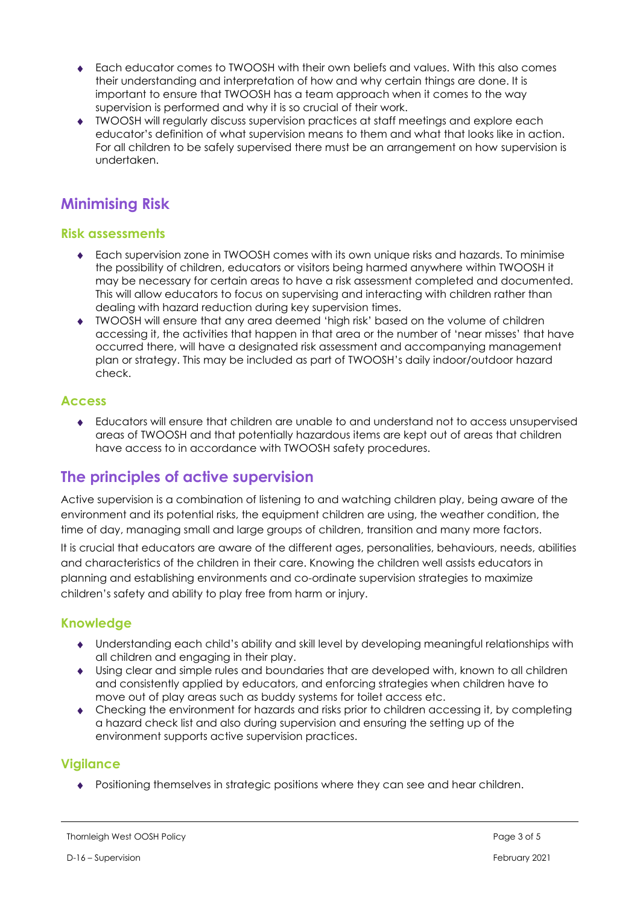- Each educator comes to TWOOSH with their own beliefs and values. With this also comes their understanding and interpretation of how and why certain things are done. It is important to ensure that TWOOSH has a team approach when it comes to the way supervision is performed and why it is so crucial of their work.
- TWOOSH will regularly discuss supervision practices at staff meetings and explore each educator's definition of what supervision means to them and what that looks like in action. For all children to be safely supervised there must be an arrangement on how supervision is undertaken.

## Minimising Risk

### Risk assessments

- Each supervision zone in TWOOSH comes with its own unique risks and hazards. To minimise the possibility of children, educators or visitors being harmed anywhere within TWOOSH it may be necessary for certain areas to have a risk assessment completed and documented. This will allow educators to focus on supervising and interacting with children rather than dealing with hazard reduction during key supervision times.
- TWOOSH will ensure that any area deemed 'high risk' based on the volume of children accessing it, the activities that happen in that area or the number of 'near misses' that have occurred there, will have a designated risk assessment and accompanying management plan or strategy. This may be included as part of TWOOSH's daily indoor/outdoor hazard check.

### Access

- Educators will ensure that children are unable to and understand not to access unsupervised areas of TWOOSH and that potentially hazardous items are kept out of areas that children have access to in accordance with TWOOSH safety procedures.

## The principles of active supervision

Active supervision is a combination of listening to and watching children play, being aware of the environment and its potential risks, the equipment children are using, the weather condition, the time of day, managing small and large groups of children, transition and many more factors.

It is crucial that educators are aware of the different ages, personalities, behaviours, needs, abilities and characteristics of the children in their care. Knowing the children well assists educators in planning and establishing environments and co-ordinate supervision strategies to maximize children's safety and ability to play free from harm or injury.

### Knowledge

- Understanding each child's ability and skill level by developing meaningful relationships with all children and engaging in their play.
- Using clear and simple rules and boundaries that are developed with, known to all children and consistently applied by educators, and enforcing strategies when children have to move out of play areas such as buddy systems for toilet access etc.
- Checking the environment for hazards and risks prior to children accessing it, by completing a hazard check list and also during supervision and ensuring the setting up of the environment supports active supervision practices.

### Vigilance

- Positioning themselves in strategic positions where they can see and hear children.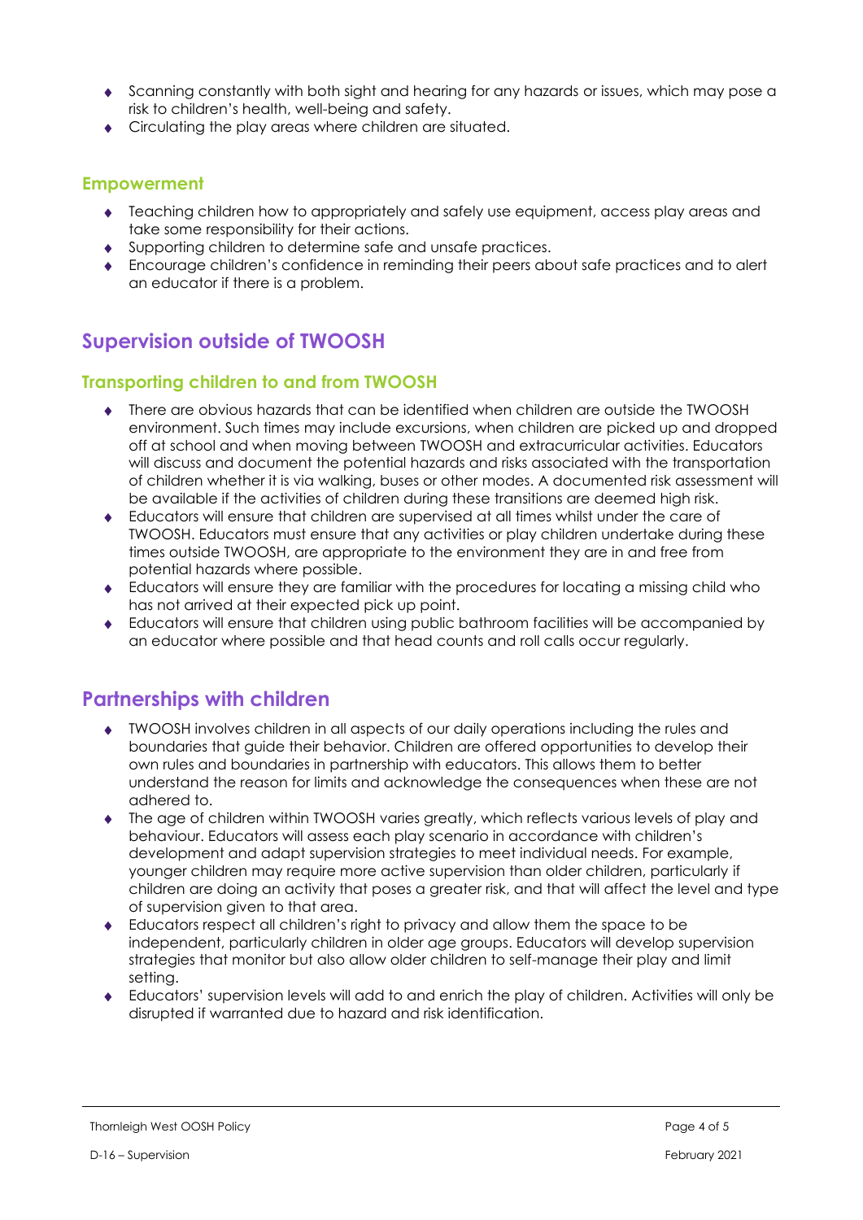- Scanning constantly with both sight and hearing for any hazards or issues, which may pose a risk to children's health, well-being and safety.
- Circulating the play areas where children are situated.

### Empowerment

- Teaching children how to appropriately and safely use equipment, access play areas and take some responsibility for their actions.
- Supporting children to determine safe and unsafe practices.
- Encourage children's confidence in reminding their peers about safe practices and to alert an educator if there is a problem.

## Supervision outside of TWOOSH

### Transporting children to and from TWOOSH

- There are obvious hazards that can be identified when children are outside the TWOOSH environment. Such times may include excursions, when children are picked up and dropped off at school and when moving between TWOOSH and extracurricular activities. Educators will discuss and document the potential hazards and risks associated with the transportation of children whether it is via walking, buses or other modes. A documented risk assessment will be available if the activities of children during these transitions are deemed high risk.
- Educators will ensure that children are supervised at all times whilst under the care of TWOOSH. Educators must ensure that any activities or play children undertake during these times outside TWOOSH, are appropriate to the environment they are in and free from potential hazards where possible.
- Educators will ensure they are familiar with the procedures for locating a missing child who has not arrived at their expected pick up point.
- Educators will ensure that children using public bathroom facilities will be accompanied by an educator where possible and that head counts and roll calls occur regularly.

## Partnerships with children

- TWOOSH involves children in all aspects of our daily operations including the rules and boundaries that guide their behavior. Children are offered opportunities to develop their own rules and boundaries in partnership with educators. This allows them to better understand the reason for limits and acknowledge the consequences when these are not adhered to.
- The age of children within TWOOSH varies greatly, which reflects various levels of play and behaviour. Educators will assess each play scenario in accordance with children's development and adapt supervision strategies to meet individual needs. For example, younger children may require more active supervision than older children, particularly if children are doing an activity that poses a greater risk, and that will affect the level and type of supervision given to that area.
- Educators respect all children's right to privacy and allow them the space to be independent, particularly children in older age groups. Educators will develop supervision strategies that monitor but also allow older children to self-manage their play and limit setting.
- Educators' supervision levels will add to and enrich the play of children. Activities will only be disrupted if warranted due to hazard and risk identification.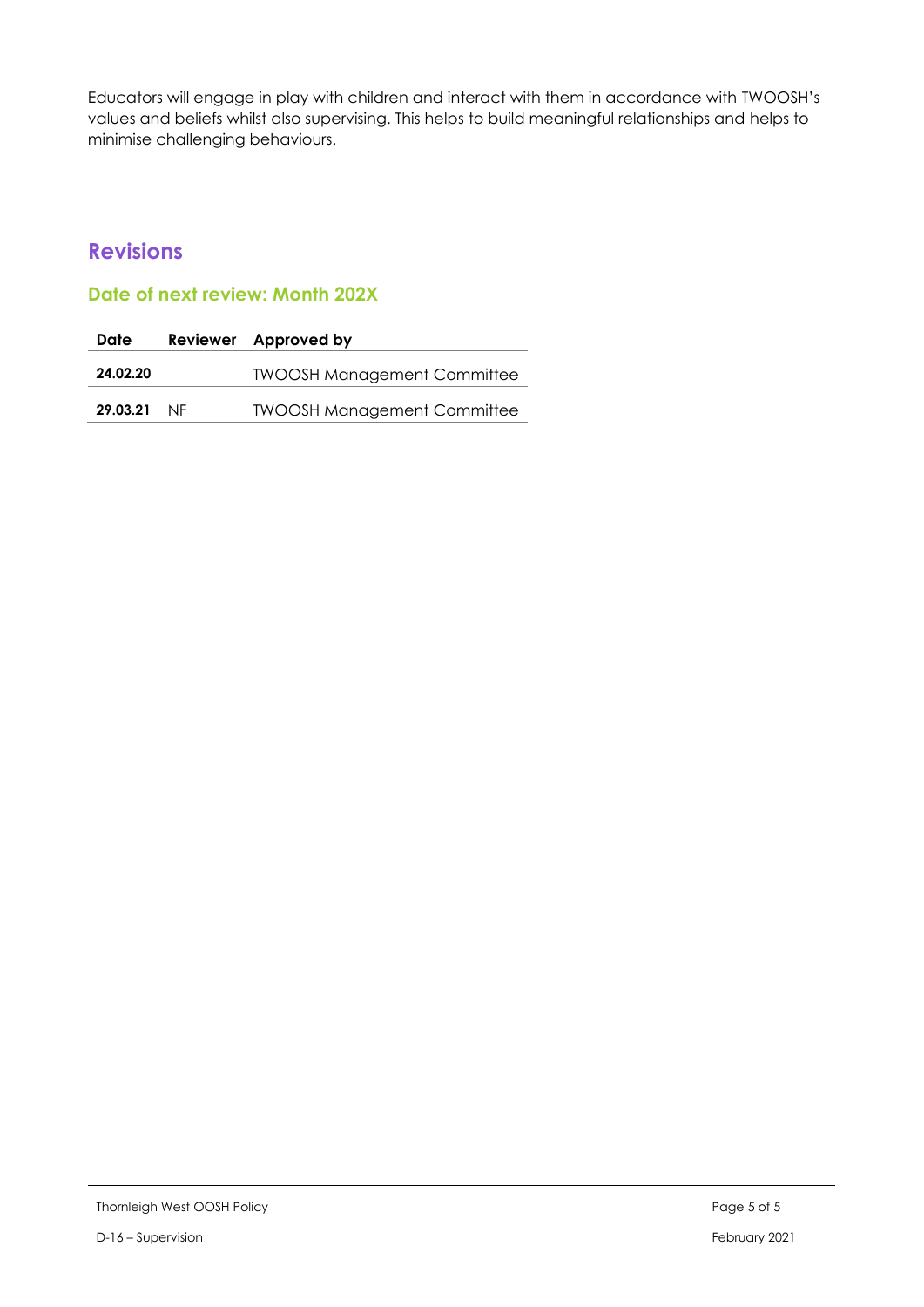Educators will engage in play with children and interact with them in accordance with TWOOSH's values and beliefs whilst also supervising. This helps to build meaningful relationships and helps to minimise challenging behaviours.

## Revisions

### Date of next review: Month 202X

| Date | Reviewer | Approved by |
|---|---|---|
| **24.02.20** | | TWOOSH Management Committee |
| **29.03.21** | NF | TWOOSH Management Committee |